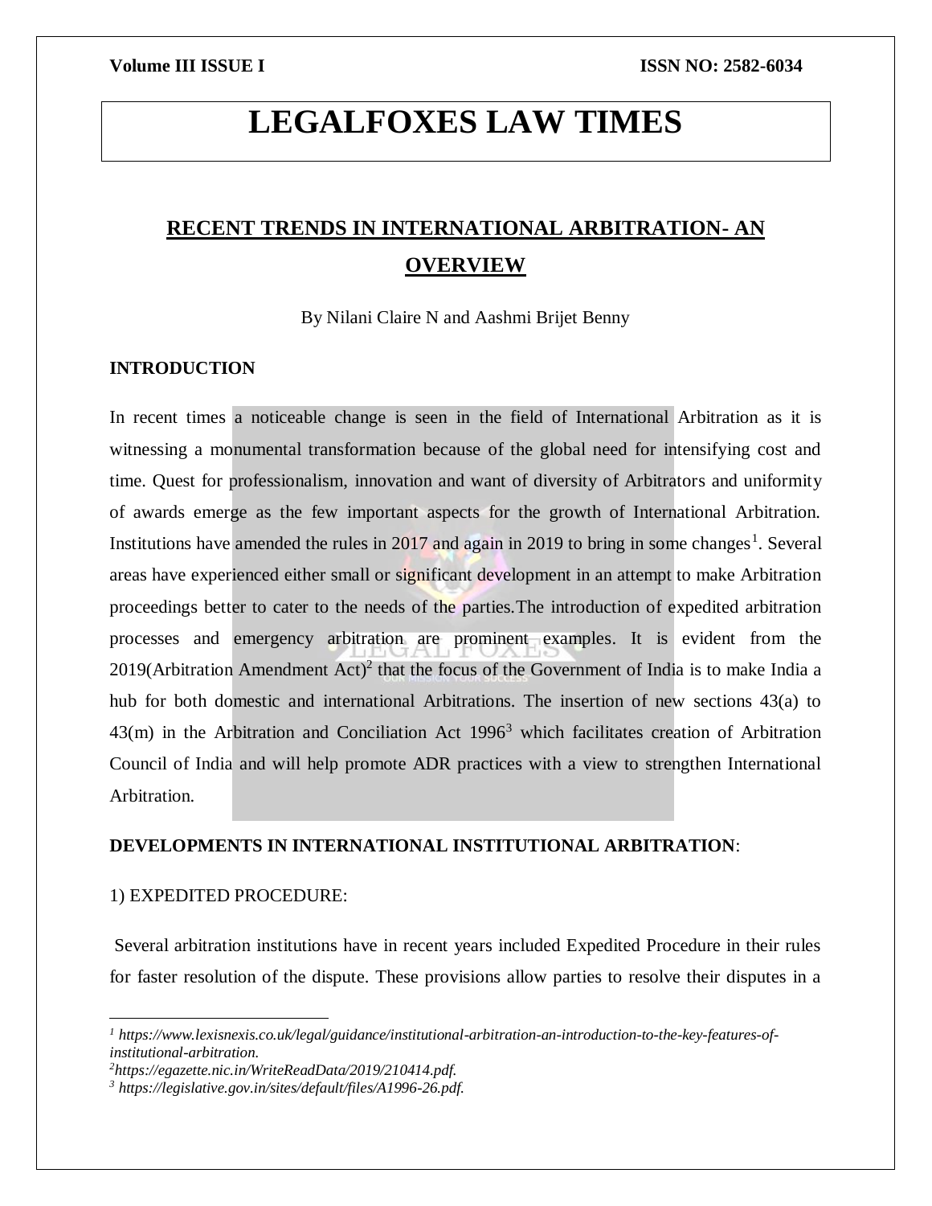# LEGALFOXES LAW TIMES

## RECENT TRENDS IN INTERNATIONAL ARBITRATION- AN OVERVIEW

By Nilani Claire N and Aashmi Brijet Benny

### INTRODUCTION

In recent times a noticeable change is seen in the field of International Arbitration as it is witnessing a monumental transformation because of the global need for intensifying cost and time. Quest for professionalism, innovation and want of diversity of Arbitrators and uniformity of awards emerge as the few important aspects for the growth of International Arbitration. Institutions have amended the rules in 2017 and again in 2019 to bring in some changes[1]. Several areas have experienced either small or significant development in an attempt to make Arbitration proceedings better to cater to the needs of the parties.The introduction of expedited arbitration processes and emergency arbitration are prominent examples. It is evident from the 2019(Arbitration Amendment Act)[2] that the focus of the Government of India is to make India a hub for both domestic and international Arbitrations. The insertion of new sections 43(a) to 43(m) in the Arbitration and Conciliation Act 1996[3] which facilitates creation of Arbitration Council of India and will help promote ADR practices with a view to strengthen International Arbitration.

### DEVELOPMENTS IN INTERNATIONAL INSTITUTIONAL ARBITRATION:

1) EXPEDITED PROCEDURE:

Several arbitration institutions have in recent years included Expedited Procedure in their rules for faster resolution of the dispute. These provisions allow parties to resolve their disputes in a

---

[1] *https://www.lexisnexis.co.uk/legal/guidance/institutional-arbitration-an-introduction-to-the-key-features-of-institutional-arbitration.*

[2] *https://egazette.nic.in/WriteReadData/2019/210414.pdf.*

[3] *https://legislative.gov.in/sites/default/files/A1996-26.pdf.*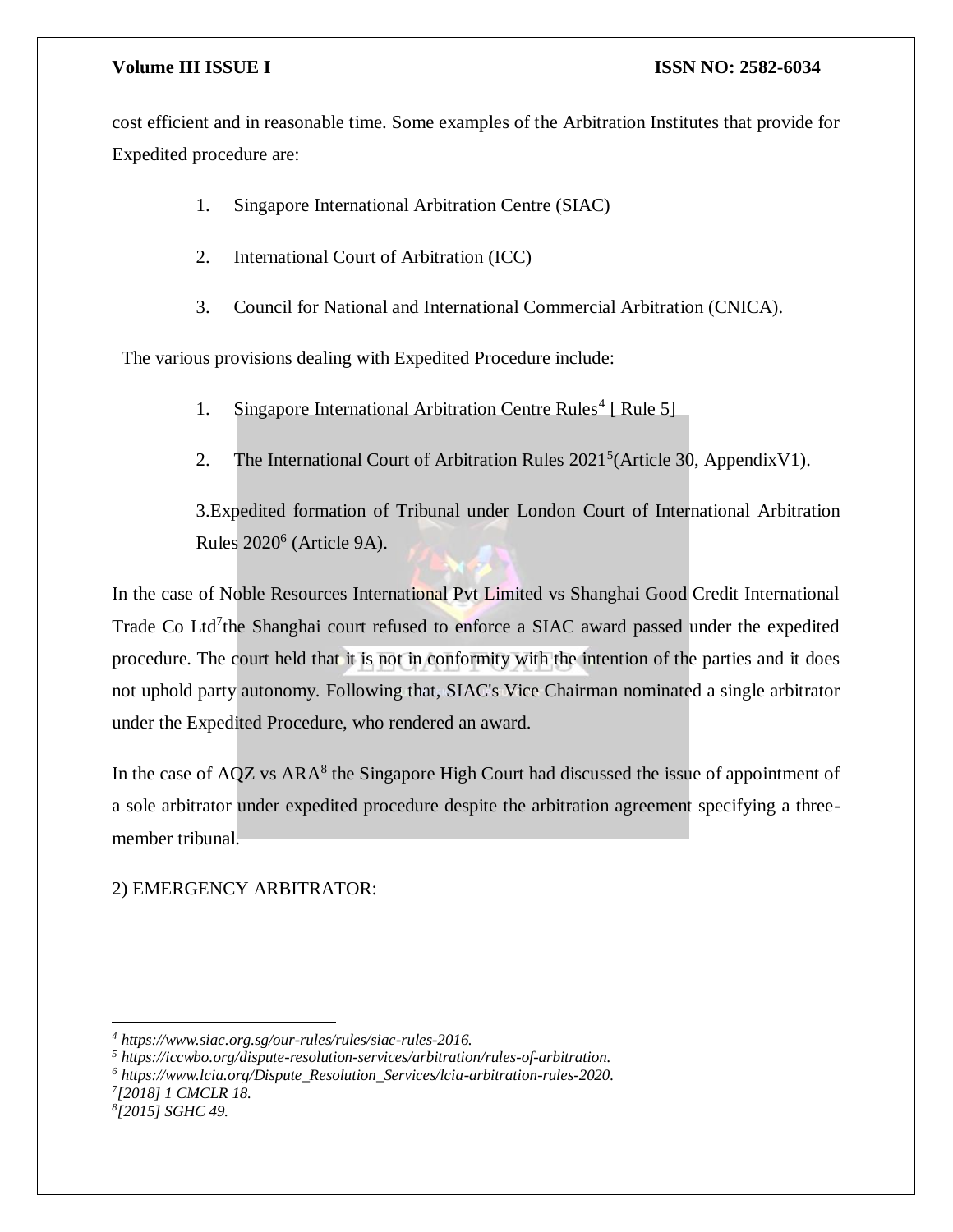cost efficient and in reasonable time. Some examples of the Arbitration Institutes that provide for Expedited procedure are:

1. Singapore International Arbitration Centre (SIAC)

2. International Court of Arbitration (ICC)

3. Council for National and International Commercial Arbitration (CNICA).

The various provisions dealing with Expedited Procedure include:

1. Singapore International Arbitration Centre Rules[4] [ Rule 5]

2. The International Court of Arbitration Rules 2021[5](Article 30, AppendixV1).

3.Expedited formation of Tribunal under London Court of International Arbitration Rules 2020[6] (Article 9A).

In the case of Noble Resources International Pvt Limited vs Shanghai Good Credit International Trade Co Ltd[7]the Shanghai court refused to enforce a SIAC award passed under the expedited procedure. The court held that it is not in conformity with the intention of the parties and it does not uphold party autonomy. Following that, SIAC's Vice Chairman nominated a single arbitrator under the Expedited Procedure, who rendered an award.

In the case of AQZ vs ARA[8] the Singapore High Court had discussed the issue of appointment of a sole arbitrator under expedited procedure despite the arbitration agreement specifying a three-member tribunal.

2) EMERGENCY ARBITRATOR:

---

[4] *https://www.siac.org.sg/our-rules/rules/siac-rules-2016.*
[5] *https://iccwbo.org/dispute-resolution-services/arbitration/rules-of-arbitration.*
[6] *https://www.lcia.org/Dispute_Resolution_Services/lcia-arbitration-rules-2020.*
[7] *[2018] 1 CMCLR 18.*
[8] *[2015] SGHC 49.*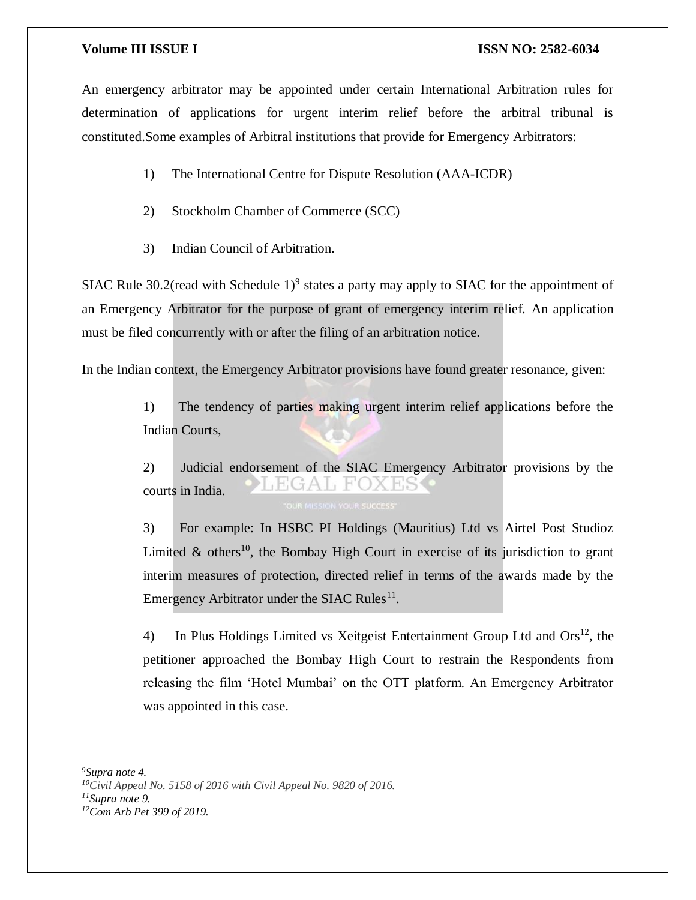An emergency arbitrator may be appointed under certain International Arbitration rules for determination of applications for urgent interim relief before the arbitral tribunal is constituted.Some examples of Arbitral institutions that provide for Emergency Arbitrators:

1) The International Centre for Dispute Resolution (AAA-ICDR)

2) Stockholm Chamber of Commerce (SCC)

3) Indian Council of Arbitration.

SIAC Rule 30.2(read with Schedule 1)[9] states a party may apply to SIAC for the appointment of an Emergency Arbitrator for the purpose of grant of emergency interim relief. An application must be filed concurrently with or after the filing of an arbitration notice.

In the Indian context, the Emergency Arbitrator provisions have found greater resonance, given:

1) The tendency of parties making urgent interim relief applications before the Indian Courts,

2) Judicial endorsement of the SIAC Emergency Arbitrator provisions by the courts in India.

3) For example: In HSBC PI Holdings (Mauritius) Ltd vs Airtel Post Studioz Limited & others[10], the Bombay High Court in exercise of its jurisdiction to grant interim measures of protection, directed relief in terms of the awards made by the Emergency Arbitrator under the SIAC Rules[11].

4) In Plus Holdings Limited vs Xeitgeist Entertainment Group Ltd and Ors[12], the petitioner approached the Bombay High Court to restrain the Respondents from releasing the film 'Hotel Mumbai' on the OTT platform. An Emergency Arbitrator was appointed in this case.

---

[9] *Supra note 4.*

[10] *Civil Appeal No. 5158 of 2016 with Civil Appeal No. 9820 of 2016.*

[11] *Supra note 9.*

[12] *Com Arb Pet 399 of 2019.*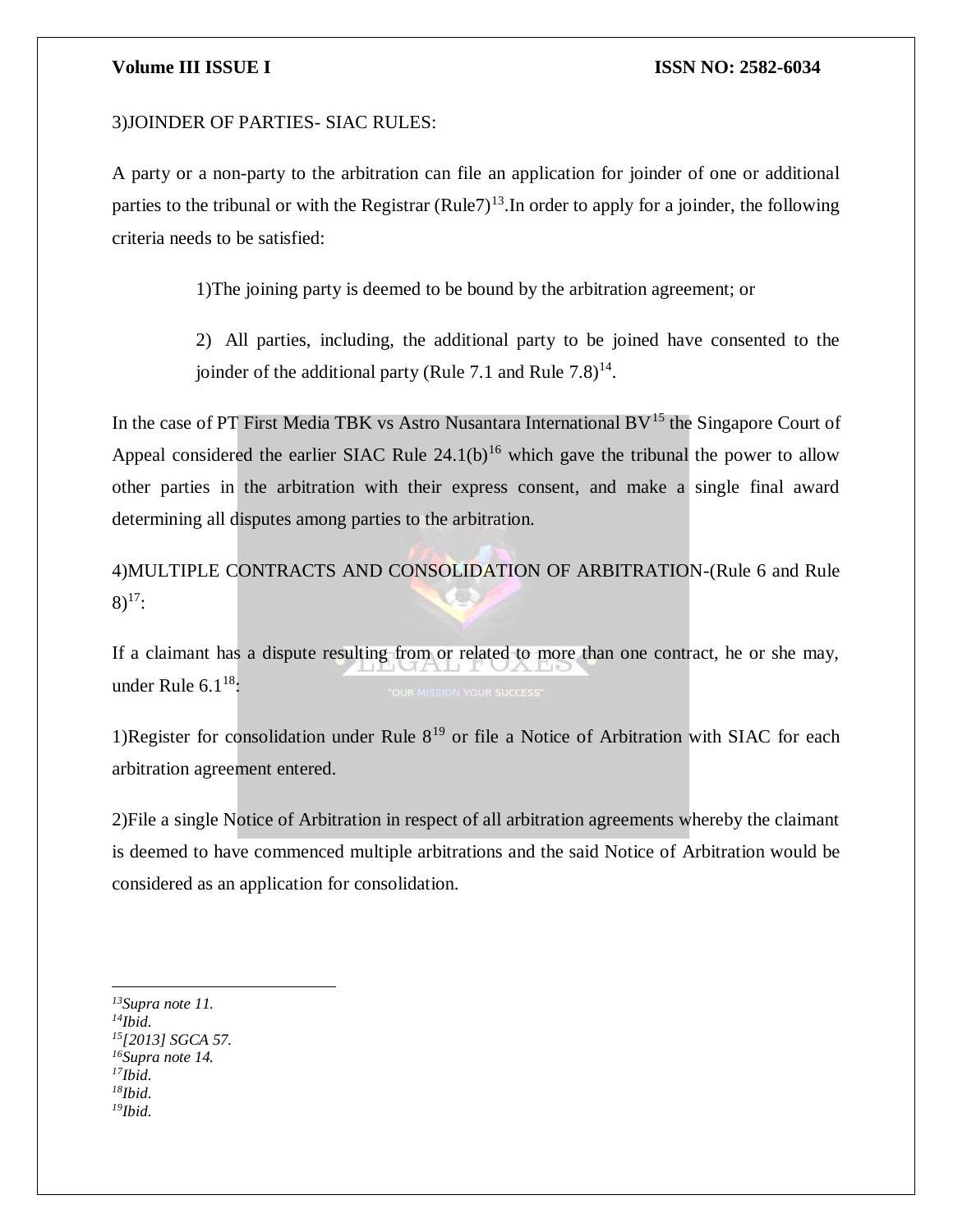3)JOINDER OF PARTIES- SIAC RULES:

A party or a non-party to the arbitration can file an application for joinder of one or additional parties to the tribunal or with the Registrar (Rule7)[13].In order to apply for a joinder, the following criteria needs to be satisfied:

> 1)The joining party is deemed to be bound by the arbitration agreement; or
>
> 2) All parties, including, the additional party to be joined have consented to the joinder of the additional party (Rule 7.1 and Rule 7.8)[14].

In the case of PT First Media TBK vs Astro Nusantara International BV[15] the Singapore Court of Appeal considered the earlier SIAC Rule 24.1(b)[16] which gave the tribunal the power to allow other parties in the arbitration with their express consent, and make a single final award determining all disputes among parties to the arbitration.

4)MULTIPLE CONTRACTS AND CONSOLIDATION OF ARBITRATION-(Rule 6 and Rule 8)[17]:

If a claimant has a dispute resulting from or related to more than one contract, he or she may, under Rule 6.1[18]:

1)Register for consolidation under Rule 8[19] or file a Notice of Arbitration with SIAC for each arbitration agreement entered.

2)File a single Notice of Arbitration in respect of all arbitration agreements whereby the claimant is deemed to have commenced multiple arbitrations and the said Notice of Arbitration would be considered as an application for consolidation.

---

[13] *Supra note 11.*
[14] *Ibid.*
[15] *[2013] SGCA 57.*
[16] *Supra note 14.*
[17] *Ibid.*
[18] *Ibid.*
[19] *Ibid.*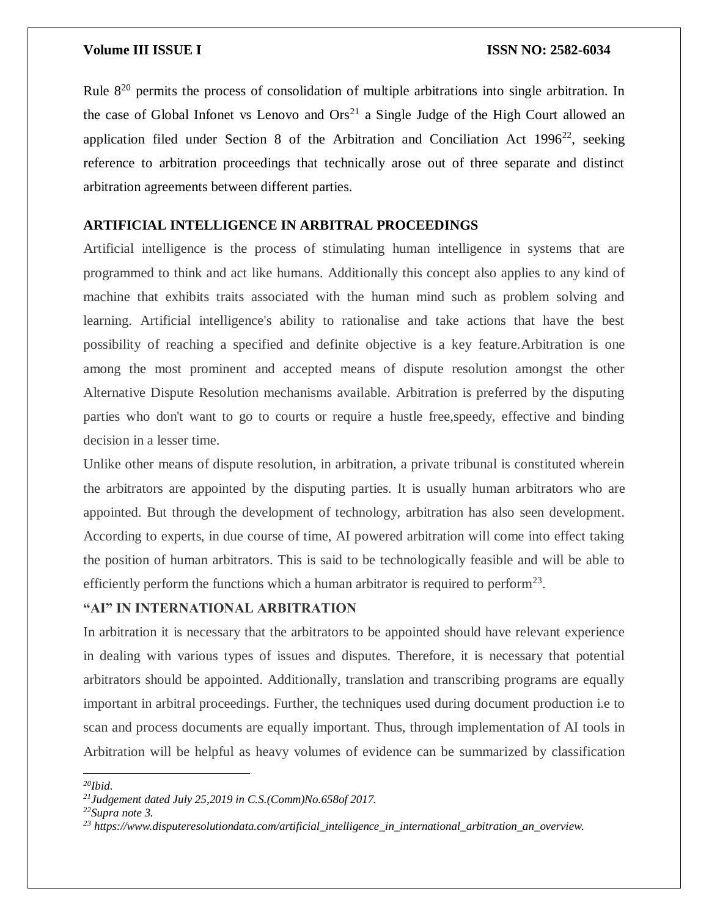Rule 8[20] permits the process of consolidation of multiple arbitrations into single arbitration. In the case of Global Infonet vs Lenovo and Ors[21] a Single Judge of the High Court allowed an application filed under Section 8 of the Arbitration and Conciliation Act 1996[22], seeking reference to arbitration proceedings that technically arose out of three separate and distinct arbitration agreements between different parties.

## ARTIFICIAL INTELLIGENCE IN ARBITRAL PROCEEDINGS

Artificial intelligence is the process of stimulating human intelligence in systems that are programmed to think and act like humans. Additionally this concept also applies to any kind of machine that exhibits traits associated with the human mind such as problem solving and learning. Artificial intelligence's ability to rationalise and take actions that have the best possibility of reaching a specified and definite objective is a key feature.Arbitration is one among the most prominent and accepted means of dispute resolution amongst the other Alternative Dispute Resolution mechanisms available. Arbitration is preferred by the disputing parties who don't want to go to courts or require a hustle free,speedy, effective and binding decision in a lesser time.

Unlike other means of dispute resolution, in arbitration, a private tribunal is constituted wherein the arbitrators are appointed by the disputing parties. It is usually human arbitrators who are appointed. But through the development of technology, arbitration has also seen development. According to experts, in due course of time, AI powered arbitration will come into effect taking the position of human arbitrators. This is said to be technologically feasible and will be able to efficiently perform the functions which a human arbitrator is required to perform[23].

## "AI" IN INTERNATIONAL ARBITRATION

In arbitration it is necessary that the arbitrators to be appointed should have relevant experience in dealing with various types of issues and disputes. Therefore, it is necessary that potential arbitrators should be appointed. Additionally, translation and transcribing programs are equally important in arbitral proceedings. Further, the techniques used during document production i.e to scan and process documents are equally important. Thus, through implementation of AI tools in Arbitration will be helpful as heavy volumes of evidence can be summarized by classification

---

[20] *Ibid.*

[21] *Judgement dated July 25,2019 in C.S.(Comm)No.658of 2017.*

[22] *Supra note 3.*

[23] *https://www.disputeresolutiondata.com/artificial_intelligence_in_international_arbitration_an_overview.*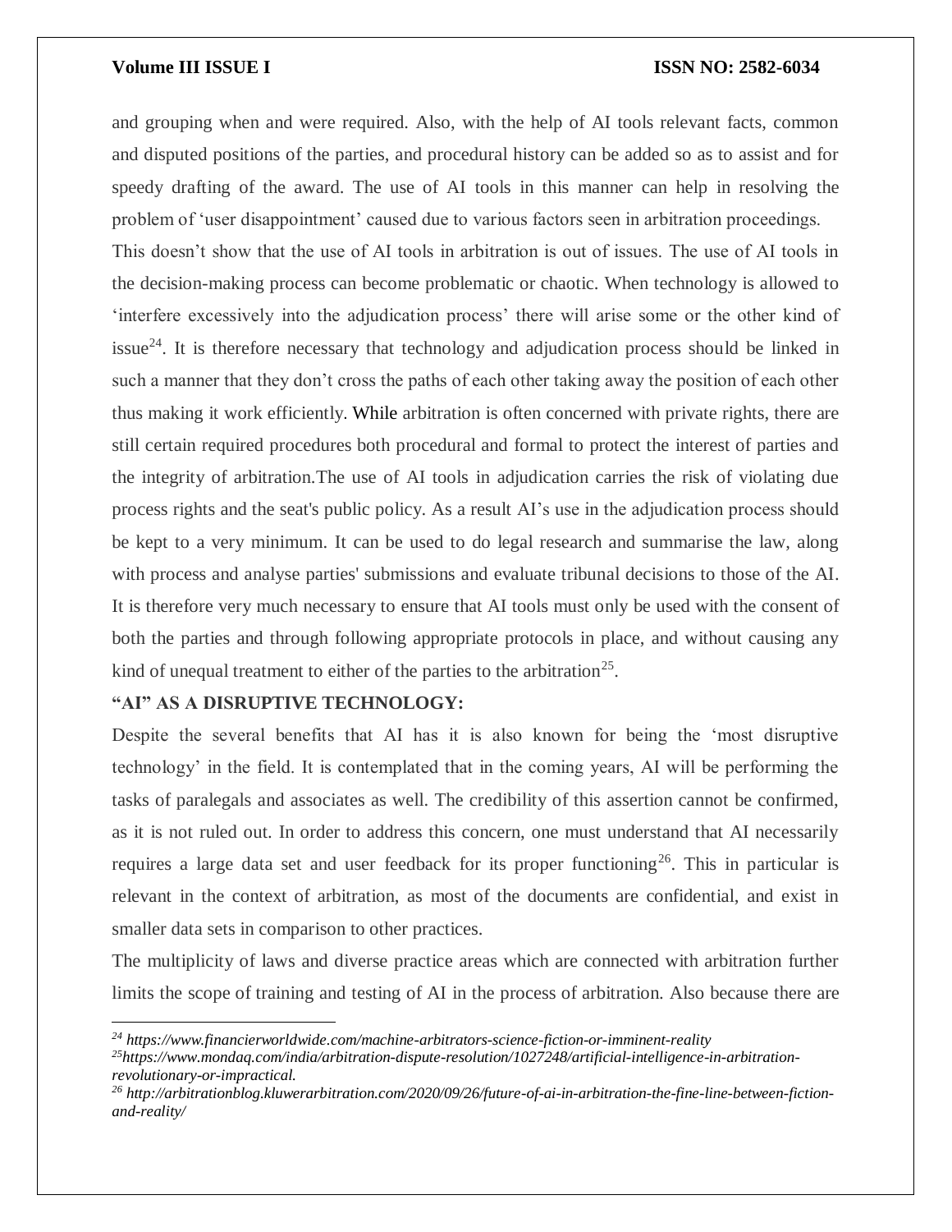and grouping when and were required. Also, with the help of AI tools relevant facts, common and disputed positions of the parties, and procedural history can be added so as to assist and for speedy drafting of the award. The use of AI tools in this manner can help in resolving the problem of 'user disappointment' caused due to various factors seen in arbitration proceedings.

This doesn't show that the use of AI tools in arbitration is out of issues. The use of AI tools in the decision-making process can become problematic or chaotic. When technology is allowed to 'interfere excessively into the adjudication process' there will arise some or the other kind of issue[24]. It is therefore necessary that technology and adjudication process should be linked in such a manner that they don't cross the paths of each other taking away the position of each other thus making it work efficiently. While arbitration is often concerned with private rights, there are still certain required procedures both procedural and formal to protect the interest of parties and the integrity of arbitration.The use of AI tools in adjudication carries the risk of violating due process rights and the seat's public policy. As a result AI's use in the adjudication process should be kept to a very minimum. It can be used to do legal research and summarise the law, along with process and analyse parties' submissions and evaluate tribunal decisions to those of the AI. It is therefore very much necessary to ensure that AI tools must only be used with the consent of both the parties and through following appropriate protocols in place, and without causing any kind of unequal treatment to either of the parties to the arbitration[25].

## "AI" AS A DISRUPTIVE TECHNOLOGY:

Despite the several benefits that AI has it is also known for being the 'most disruptive technology' in the field. It is contemplated that in the coming years, AI will be performing the tasks of paralegals and associates as well. The credibility of this assertion cannot be confirmed, as it is not ruled out. In order to address this concern, one must understand that AI necessarily requires a large data set and user feedback for its proper functioning[26]. This in particular is relevant in the context of arbitration, as most of the documents are confidential, and exist in smaller data sets in comparison to other practices.

The multiplicity of laws and diverse practice areas which are connected with arbitration further limits the scope of training and testing of AI in the process of arbitration. Also because there are

---

*[24] https://www.financierworldwide.com/machine-arbitrators-science-fiction-or-imminent-reality*

*[25] https://www.mondaq.com/india/arbitration-dispute-resolution/1027248/artificial-intelligence-in-arbitration-revolutionary-or-impractical.*

*[26] http://arbitrationblog.kluwerarbitration.com/2020/09/26/future-of-ai-in-arbitration-the-fine-line-between-fiction-and-reality/*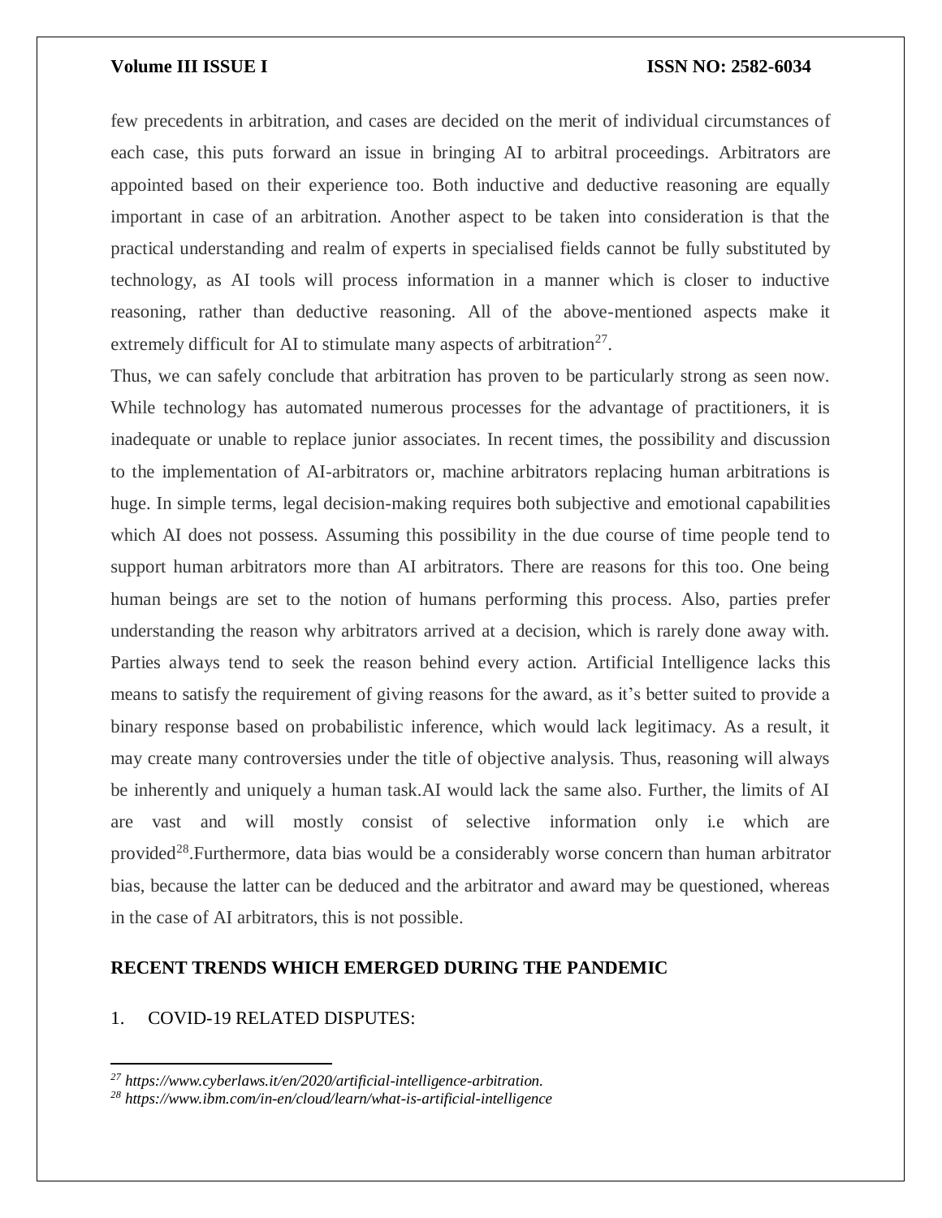few precedents in arbitration, and cases are decided on the merit of individual circumstances of each case, this puts forward an issue in bringing AI to arbitral proceedings. Arbitrators are appointed based on their experience too. Both inductive and deductive reasoning are equally important in case of an arbitration. Another aspect to be taken into consideration is that the practical understanding and realm of experts in specialised fields cannot be fully substituted by technology, as AI tools will process information in a manner which is closer to inductive reasoning, rather than deductive reasoning. All of the above-mentioned aspects make it extremely difficult for AI to stimulate many aspects of arbitration[27].

Thus, we can safely conclude that arbitration has proven to be particularly strong as seen now. While technology has automated numerous processes for the advantage of practitioners, it is inadequate or unable to replace junior associates. In recent times, the possibility and discussion to the implementation of AI-arbitrators or, machine arbitrators replacing human arbitrations is huge. In simple terms, legal decision-making requires both subjective and emotional capabilities which AI does not possess. Assuming this possibility in the due course of time people tend to support human arbitrators more than AI arbitrators. There are reasons for this too. One being human beings are set to the notion of humans performing this process. Also, parties prefer understanding the reason why arbitrators arrived at a decision, which is rarely done away with. Parties always tend to seek the reason behind every action. Artificial Intelligence lacks this means to satisfy the requirement of giving reasons for the award, as it's better suited to provide a binary response based on probabilistic inference, which would lack legitimacy. As a result, it may create many controversies under the title of objective analysis. Thus, reasoning will always be inherently and uniquely a human task.AI would lack the same also. Further, the limits of AI are vast and will mostly consist of selective information only i.e which are provided[28].Furthermore, data bias would be a considerably worse concern than human arbitrator bias, because the latter can be deduced and the arbitrator and award may be questioned, whereas in the case of AI arbitrators, this is not possible.

## RECENT TRENDS WHICH EMERGED DURING THE PANDEMIC

1. COVID-19 RELATED DISPUTES:

---

[27] *https://www.cyberlaws.it/en/2020/artificial-intelligence-arbitration.*

[28] *https://www.ibm.com/in-en/cloud/learn/what-is-artificial-intelligence*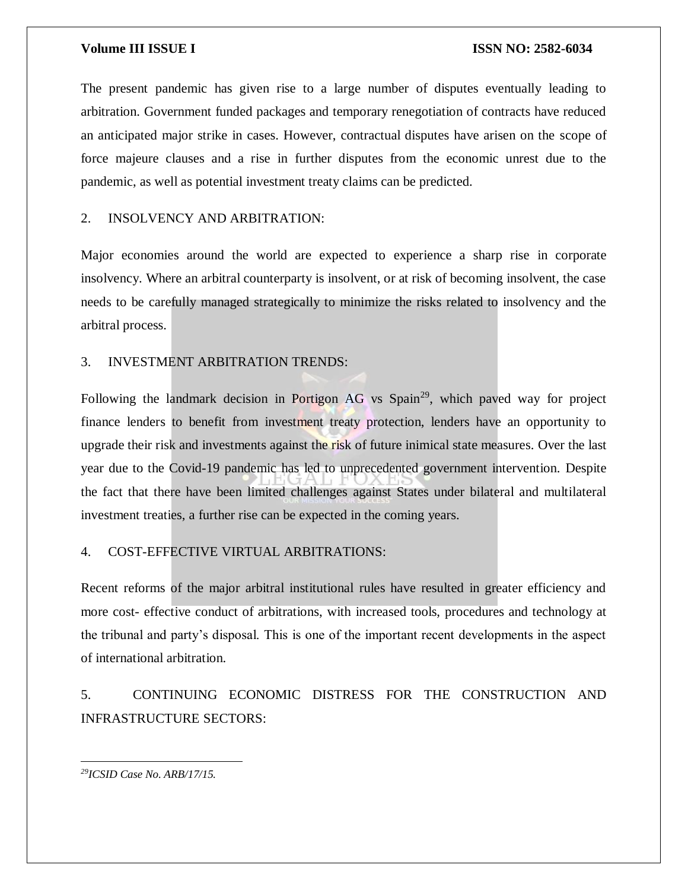The present pandemic has given rise to a large number of disputes eventually leading to arbitration. Government funded packages and temporary renegotiation of contracts have reduced an anticipated major strike in cases. However, contractual disputes have arisen on the scope of force majeure clauses and a rise in further disputes from the economic unrest due to the pandemic, as well as potential investment treaty claims can be predicted.

2. INSOLVENCY AND ARBITRATION:

Major economies around the world are expected to experience a sharp rise in corporate insolvency. Where an arbitral counterparty is insolvent, or at risk of becoming insolvent, the case needs to be carefully managed strategically to minimize the risks related to insolvency and the arbitral process.

3. INVESTMENT ARBITRATION TRENDS:

Following the landmark decision in Portigon AG vs Spain[29], which paved way for project finance lenders to benefit from investment treaty protection, lenders have an opportunity to upgrade their risk and investments against the risk of future inimical state measures. Over the last year due to the Covid-19 pandemic has led to unprecedented government intervention. Despite the fact that there have been limited challenges against States under bilateral and multilateral investment treaties, a further rise can be expected in the coming years.

4. COST-EFFECTIVE VIRTUAL ARBITRATIONS:

Recent reforms of the major arbitral institutional rules have resulted in greater efficiency and more cost- effective conduct of arbitrations, with increased tools, procedures and technology at the tribunal and party's disposal. This is one of the important recent developments in the aspect of international arbitration.

5. CONTINUING ECONOMIC DISTRESS FOR THE CONSTRUCTION AND INFRASTRUCTURE SECTORS:

---

[29] *ICSID Case No. ARB/17/15.*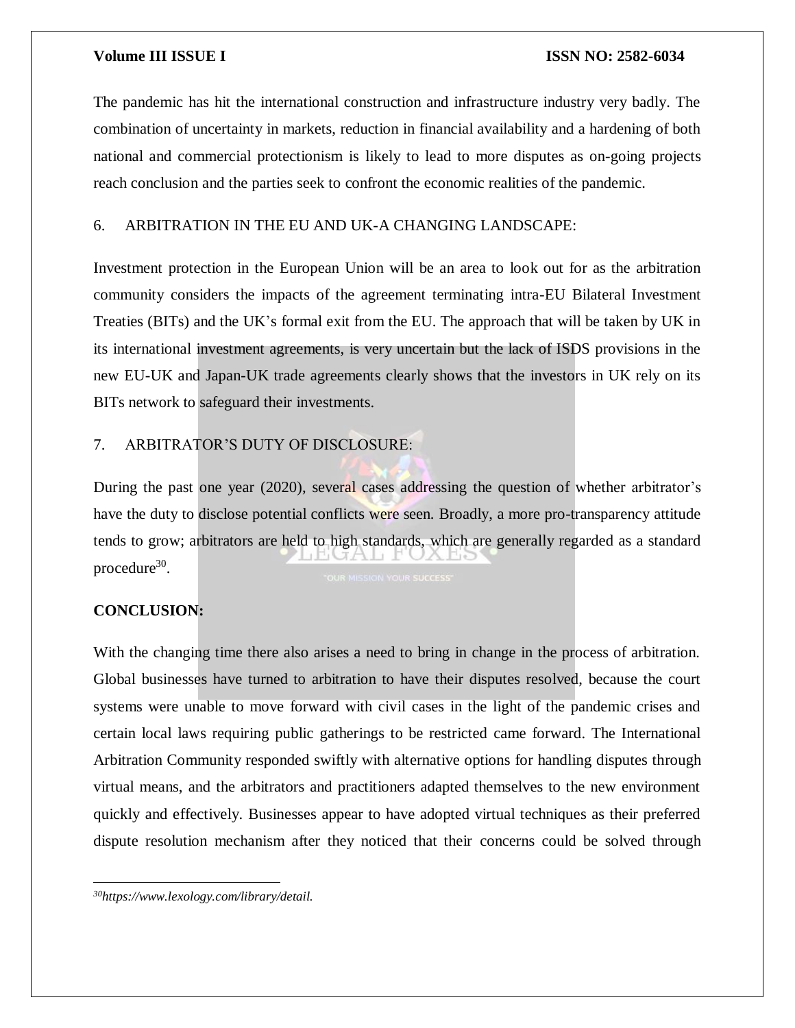The pandemic has hit the international construction and infrastructure industry very badly. The combination of uncertainty in markets, reduction in financial availability and a hardening of both national and commercial protectionism is likely to lead to more disputes as on-going projects reach conclusion and the parties seek to confront the economic realities of the pandemic.

## 6. ARBITRATION IN THE EU AND UK-A CHANGING LANDSCAPE:

Investment protection in the European Union will be an area to look out for as the arbitration community considers the impacts of the agreement terminating intra-EU Bilateral Investment Treaties (BITs) and the UK's formal exit from the EU. The approach that will be taken by UK in its international investment agreements, is very uncertain but the lack of ISDS provisions in the new EU-UK and Japan-UK trade agreements clearly shows that the investors in UK rely on its BITs network to safeguard their investments.

## 7. ARBITRATOR'S DUTY OF DISCLOSURE:

During the past one year (2020), several cases addressing the question of whether arbitrator's have the duty to disclose potential conflicts were seen. Broadly, a more pro-transparency attitude tends to grow; arbitrators are held to high standards, which are generally regarded as a standard procedure[30].

## CONCLUSION:

With the changing time there also arises a need to bring in change in the process of arbitration. Global businesses have turned to arbitration to have their disputes resolved, because the court systems were unable to move forward with civil cases in the light of the pandemic crises and certain local laws requiring public gatherings to be restricted came forward. The International Arbitration Community responded swiftly with alternative options for handling disputes through virtual means, and the arbitrators and practitioners adapted themselves to the new environment quickly and effectively. Businesses appear to have adopted virtual techniques as their preferred dispute resolution mechanism after they noticed that their concerns could be solved through

---

[30] *https://www.lexology.com/library/detail.*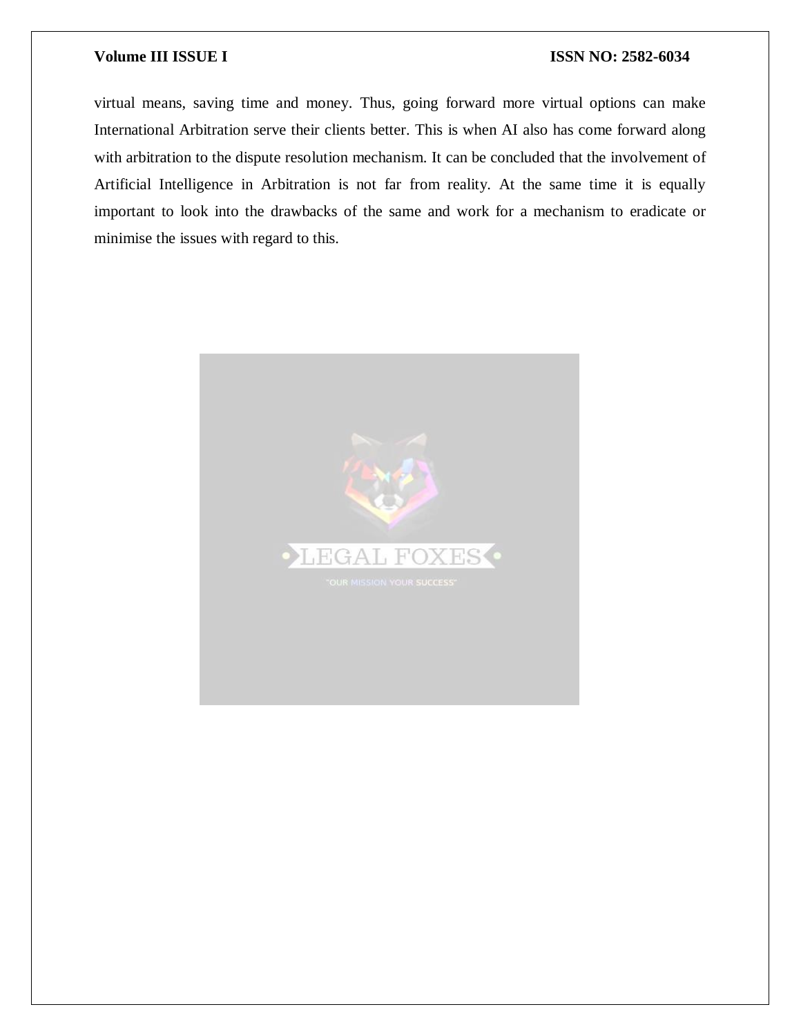virtual means, saving time and money. Thus, going forward more virtual options can make International Arbitration serve their clients better. This is when AI also has come forward along with arbitration to the dispute resolution mechanism. It can be concluded that the involvement of Artificial Intelligence in Arbitration is not far from reality. At the same time it is equally important to look into the drawbacks of the same and work for a mechanism to eradicate or minimise the issues with regard to this.